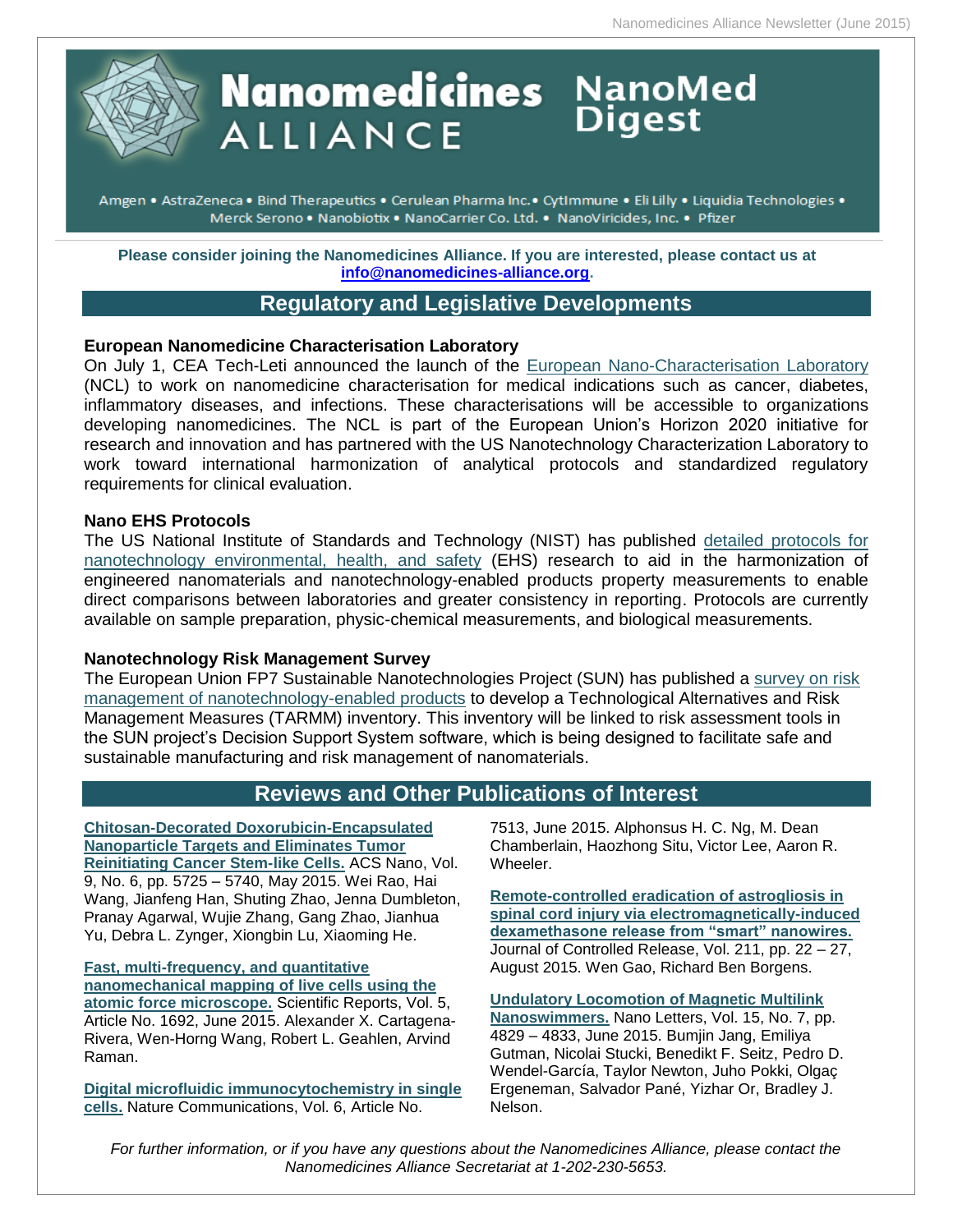# Nanomedicines ALLIANCE NanoMed Digest

Amgen • AstraZeneca • Bind Therapeutics • Cerulean Pharma Inc.• CytImmune • Eli Lilly • Liquidia Technologies • Merck Serono • Nanobiotix • NanoCarrier Co. Ltd. • NanoViricides, Inc. • Pfizer

**Please consider joining the Nanomedicines Alliance. If you are interested, please contact us at info@nanomedicines-alliance.org.**

## Regulatory and Legislative Developments

### European Nanomedicine Characterisation Laboratory

On July 1, CEA Tech-Leti announced the launch of the European Nano-Characterisation Laboratory (NCL) to work on nanomedicine characterisation for medical indications such as cancer, diabetes, inflammatory diseases, and infections. These characterisations will be accessible to organizations developing nanomedicines. The NCL is part of the European Union's Horizon 2020 initiative for research and innovation and has partnered with the US Nanotechnology Characterization Laboratory to work toward international harmonization of analytical protocols and standardized regulatory requirements for clinical evaluation.

### Nano EHS Protocols

The US National Institute of Standards and Technology (NIST) has published detailed protocols for nanotechnology environmental, health, and safety (EHS) research to aid in the harmonization of engineered nanomaterials and nanotechnology-enabled products property measurements to enable direct comparisons between laboratories and greater consistency in reporting. Protocols are currently available on sample preparation, physic-chemical measurements, and biological measurements.

### Nanotechnology Risk Management Survey

The European Union FP7 Sustainable Nanotechnologies Project (SUN) has published a survey on risk management of nanotechnology-enabled products to develop a Technological Alternatives and Risk Management Measures (TARMM) inventory. This inventory will be linked to risk assessment tools in the SUN project's Decision Support System software, which is being designed to facilitate safe and sustainable manufacturing and risk management of nanomaterials.

## Reviews and Other Publications of Interest

**Chitosan-Decorated Doxorubicin-Encapsulated Nanoparticle Targets and Eliminates Tumor Reinitiating Cancer Stem-like Cells.** ACS Nano, Vol. 9, No. 6, pp. 5725 – 5740, May 2015. Wei Rao, Hai Wang, Jianfeng Han, Shuting Zhao, Jenna Dumbleton, Pranay Agarwal, Wujie Zhang, Gang Zhao, Jianhua Yu, Debra L. Zynger, Xiongbin Lu, Xiaoming He.

**Fast, multi-frequency, and quantitative nanomechanical mapping of live cells using the atomic force microscope.** Scientific Reports, Vol. 5, Article No. 1692, June 2015. Alexander X. Cartagena-Rivera, Wen-Horng Wang, Robert L. Geahlen, Arvind Raman.

**Digital microfluidic immunocytochemistry in single cells.** Nature Communications, Vol. 6, Article No. 7513, June 2015. Alphonsus H. C. Ng, M. Dean Chamberlain, Haozhong Situ, Victor Lee, Aaron R. Wheeler.

**Remote-controlled eradication of astrogliosis in spinal cord injury via electromagnetically-induced dexamethasone release from "smart" nanowires.** Journal of Controlled Release, Vol. 211, pp. 22 – 27, August 2015. Wen Gao, Richard Ben Borgens.

**Undulatory Locomotion of Magnetic Multilink Nanoswimmers.** Nano Letters, Vol. 15, No. 7, pp. 4829 – 4833, June 2015. Bumjin Jang, Emiliya Gutman, Nicolai Stucki, Benedikt F. Seitz, Pedro D. Wendel-García, Taylor Newton, Juho Pokki, Olgaç Ergeneman, Salvador Pané, Yizhar Or, Bradley J. Nelson.

*For further information, or if you have any questions about the Nanomedicines Alliance, please contact the Nanomedicines Alliance Secretariat at 1-202-230-5653.*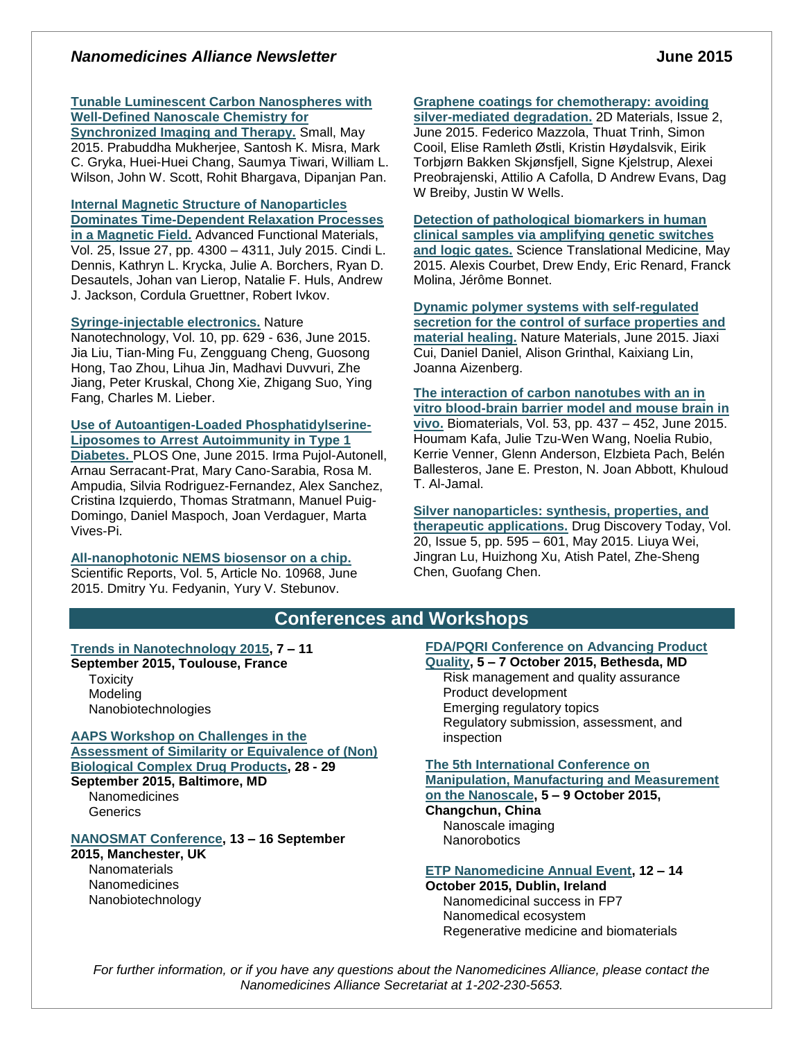**Tunable Luminescent Carbon Nanospheres with Well-Defined Nanoscale Chemistry for Synchronized Imaging and Therapy.** Small, May 2015. Prabuddha Mukherjee, Santosh K. Misra, Mark C. Gryka, Huei-Huei Chang, Saumya Tiwari, William L. Wilson, John W. Scott, Rohit Bhargava, Dipanjan Pan.

**Internal Magnetic Structure of Nanoparticles Dominates Time-Dependent Relaxation Processes in a Magnetic Field.** Advanced Functional Materials, Vol. 25, Issue 27, pp. 4300 – 4311, July 2015. Cindi L. Dennis, Kathryn L. Krycka, Julie A. Borchers, Ryan D. Desautels, Johan van Lierop, Natalie F. Huls, Andrew J. Jackson, Cordula Gruettner, Robert Ivkov.

**Syringe-injectable electronics.** Nature Nanotechnology, Vol. 10, pp. 629 - 636, June 2015. Jia Liu, Tian-Ming Fu, Zengguang Cheng, Guosong Hong, Tao Zhou, Lihua Jin, Madhavi Duvvuri, Zhe Jiang, Peter Kruskal, Chong Xie, Zhigang Suo, Ying Fang, Charles M. Lieber.

**Use of Autoantigen-Loaded Phosphatidylserine-Liposomes to Arrest Autoimmunity in Type 1 Diabetes.** PLOS One, June 2015. Irma Pujol-Autonell, Arnau Serracant-Prat, Mary Cano-Sarabia, Rosa M. Ampudia, Silvia Rodriguez-Fernandez, Alex Sanchez, Cristina Izquierdo, Thomas Stratmann, Manuel Puig-Domingo, Daniel Maspoch, Joan Verdaguer, Marta Vives-Pi.

**All-nanophotonic NEMS biosensor on a chip.** Scientific Reports, Vol. 5, Article No. 10968, June 2015. Dmitry Yu. Fedyanin, Yury V. Stebunov.

**Graphene coatings for chemotherapy: avoiding silver-mediated degradation.** 2D Materials, Issue 2, June 2015. Federico Mazzola, Thuat Trinh, Simon Cooil, Elise Ramleth Østli, Kristin Høydalsvik, Eirik Torbjørn Bakken Skjønsfjell, Signe Kjelstrup, Alexei Preobrajenski, Attilio A Cafolla, D Andrew Evans, Dag W Breiby, Justin W Wells.

**Detection of pathological biomarkers in human clinical samples via amplifying genetic switches and logic gates.** Science Translational Medicine, May 2015. Alexis Courbet, Drew Endy, Eric Renard, Franck Molina, Jérôme Bonnet.

**Dynamic polymer systems with self-regulated secretion for the control of surface properties and material healing.** Nature Materials, June 2015. Jiaxi Cui, Daniel Daniel, Alison Grinthal, Kaixiang Lin, Joanna Aizenberg.

**The interaction of carbon nanotubes with an in vitro blood-brain barrier model and mouse brain in vivo.** Biomaterials, Vol. 53, pp. 437 – 452, June 2015. Houmam Kafa, Julie Tzu-Wen Wang, Noelia Rubio, Kerrie Venner, Glenn Anderson, Elzbieta Pach, Belén Ballesteros, Jane E. Preston, N. Joan Abbott, Khuloud T. Al-Jamal.

**Silver nanoparticles: synthesis, properties, and therapeutic applications.** Drug Discovery Today, Vol. 20, Issue 5, pp. 595 – 601, May 2015. Liuya Wei, Jingran Lu, Huizhong Xu, Atish Patel, Zhe-Sheng Chen, Guofang Chen.

## Conferences and Workshops

**Trends in Nanotechnology 2015, 7 – 11 September 2015, Toulouse, France**
- Toxicity
- Modeling
- Nanobiotechnologies

**AAPS Workshop on Challenges in the Assessment of Similarity or Equivalence of (Non) Biological Complex Drug Products, 28 - 29 September 2015, Baltimore, MD**
- Nanomedicines
- Generics

**NANOSMAT Conference, 13 – 16 September 2015, Manchester, UK**
- Nanomaterials
- Nanomedicines
- Nanobiotechnology

**FDA/PQRI Conference on Advancing Product Quality, 5 – 7 October 2015, Bethesda, MD**
- Risk management and quality assurance
- Product development
- Emerging regulatory topics
- Regulatory submission, assessment, and inspection

**The 5th International Conference on Manipulation, Manufacturing and Measurement on the Nanoscale, 5 – 9 October 2015, Changchun, China**
- Nanoscale imaging
- Nanorobotics

**ETP Nanomedicine Annual Event, 12 – 14 October 2015, Dublin, Ireland**
- Nanomedicinal success in FP7
- Nanomedical ecosystem
- Regenerative medicine and biomaterials

*For further information, or if you have any questions about the Nanomedicines Alliance, please contact the Nanomedicines Alliance Secretariat at 1-202-230-5653.*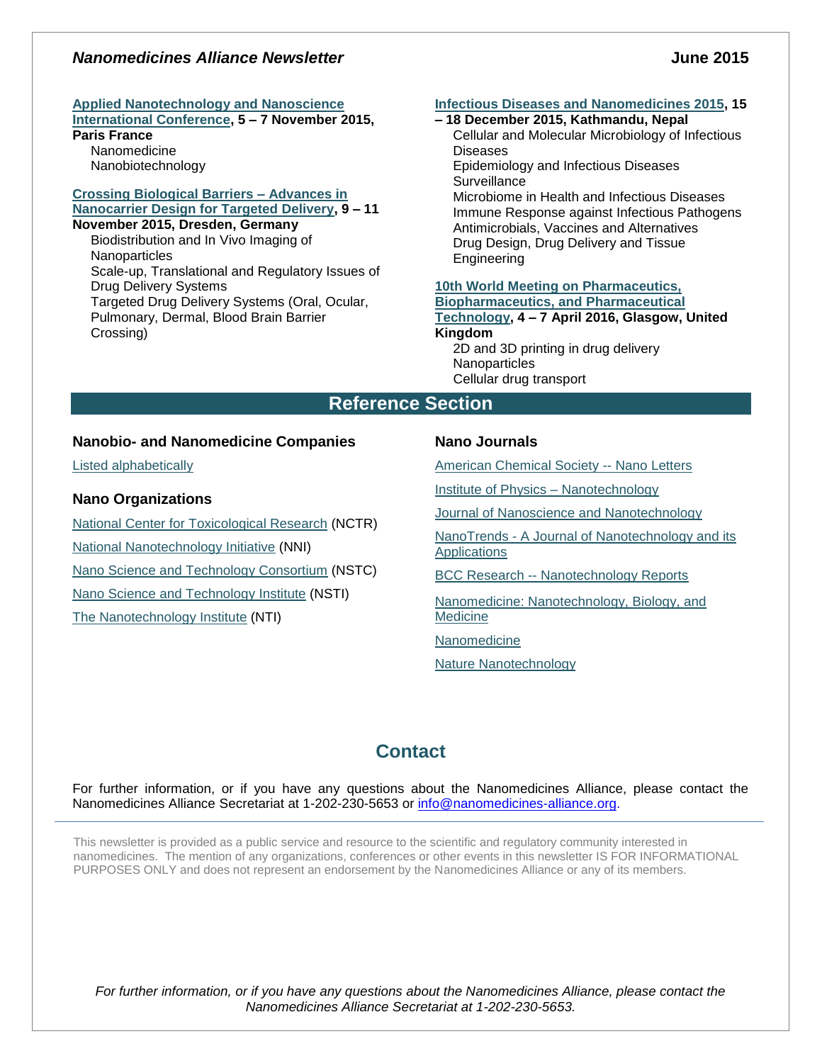**Applied Nanotechnology and Nanoscience International Conference, 5 – 7 November 2015, Paris France**

- Nanomedicine
- Nanobiotechnology

**Crossing Biological Barriers – Advances in Nanocarrier Design for Targeted Delivery, 9 – 11 November 2015, Dresden, Germany**

- Biodistribution and In Vivo Imaging of Nanoparticles
- Scale-up, Translational and Regulatory Issues of Drug Delivery Systems
- Targeted Drug Delivery Systems (Oral, Ocular, Pulmonary, Dermal, Blood Brain Barrier Crossing)

**Infectious Diseases and Nanomedicines 2015, 15 – 18 December 2015, Kathmandu, Nepal**

- Cellular and Molecular Microbiology of Infectious Diseases
- Epidemiology and Infectious Diseases Surveillance
- Microbiome in Health and Infectious Diseases
- Immune Response against Infectious Pathogens
- Antimicrobials, Vaccines and Alternatives
- Drug Design, Drug Delivery and Tissue Engineering

**10th World Meeting on Pharmaceutics, Biopharmaceutics, and Pharmaceutical Technology, 4 – 7 April 2016, Glasgow, United Kingdom**

- 2D and 3D printing in drug delivery
- Nanoparticles
- Cellular drug transport

## Reference Section

### Nanobio- and Nanomedicine Companies

Listed alphabetically

### Nano Organizations

National Center for Toxicological Research (NCTR)

National Nanotechnology Initiative (NNI)

Nano Science and Technology Consortium (NSTC)

Nano Science and Technology Institute (NSTI)

The Nanotechnology Institute (NTI)

### Nano Journals

American Chemical Society -- Nano Letters

Institute of Physics – Nanotechnology

Journal of Nanoscience and Nanotechnology

NanoTrends - A Journal of Nanotechnology and its Applications

BCC Research -- Nanotechnology Reports

Nanomedicine: Nanotechnology, Biology, and Medicine

Nanomedicine

Nature Nanotechnology

## Contact

For further information, or if you have any questions about the Nanomedicines Alliance, please contact the Nanomedicines Alliance Secretariat at 1-202-230-5653 or info@nanomedicines-alliance.org.

This newsletter is provided as a public service and resource to the scientific and regulatory community interested in nanomedicines. The mention of any organizations, conferences or other events in this newsletter IS FOR INFORMATIONAL PURPOSES ONLY and does not represent an endorsement by the Nanomedicines Alliance or any of its members.

*For further information, or if you have any questions about the Nanomedicines Alliance, please contact the Nanomedicines Alliance Secretariat at 1-202-230-5653.*